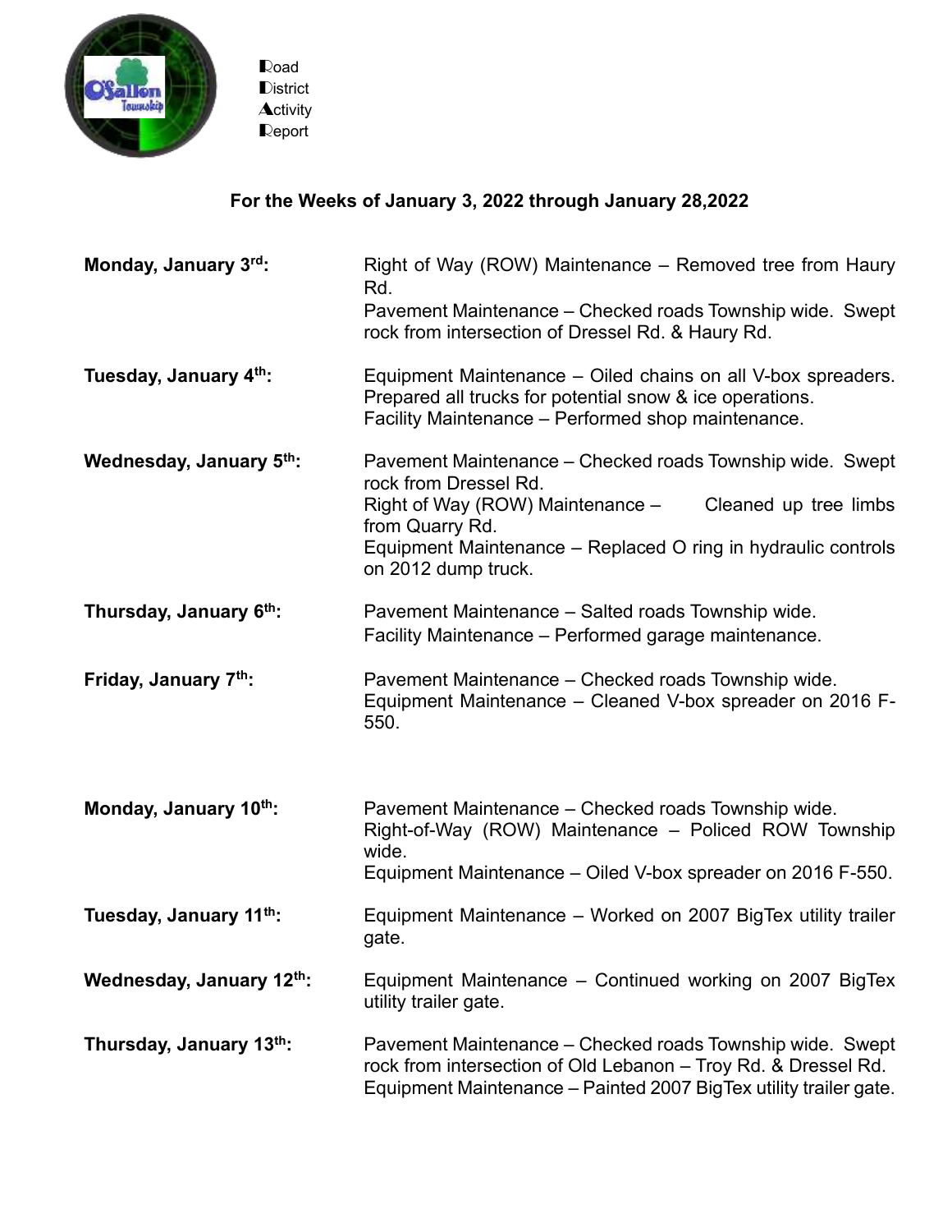**R**oad
**D**istrict
**A**ctivity
**R**eport

### For the Weeks of January 3, 2022 through January 28,2022

**Monday, January 3rd:**
Right of Way (ROW) Maintenance – Removed tree from Haury Rd.
Pavement Maintenance – Checked roads Township wide. Swept rock from intersection of Dressel Rd. & Haury Rd.

**Tuesday, January 4th:**
Equipment Maintenance – Oiled chains on all V-box spreaders. Prepared all trucks for potential snow & ice operations.
Facility Maintenance – Performed shop maintenance.

**Wednesday, January 5th:**
Pavement Maintenance – Checked roads Township wide. Swept rock from Dressel Rd.
Right of Way (ROW) Maintenance – Cleaned up tree limbs from Quarry Rd.
Equipment Maintenance – Replaced O ring in hydraulic controls on 2012 dump truck.

**Thursday, January 6th:**
Pavement Maintenance – Salted roads Township wide.
Facility Maintenance – Performed garage maintenance.

**Friday, January 7th:**
Pavement Maintenance – Checked roads Township wide.
Equipment Maintenance – Cleaned V-box spreader on 2016 F-550.

**Monday, January 10th:**
Pavement Maintenance – Checked roads Township wide.
Right-of-Way (ROW) Maintenance – Policed ROW Township wide.
Equipment Maintenance – Oiled V-box spreader on 2016 F-550.

**Tuesday, January 11th:**
Equipment Maintenance – Worked on 2007 BigTex utility trailer gate.

**Wednesday, January 12th:**
Equipment Maintenance – Continued working on 2007 BigTex utility trailer gate.

**Thursday, January 13th:**
Pavement Maintenance – Checked roads Township wide. Swept rock from intersection of Old Lebanon – Troy Rd. & Dressel Rd.
Equipment Maintenance – Painted 2007 BigTex utility trailer gate.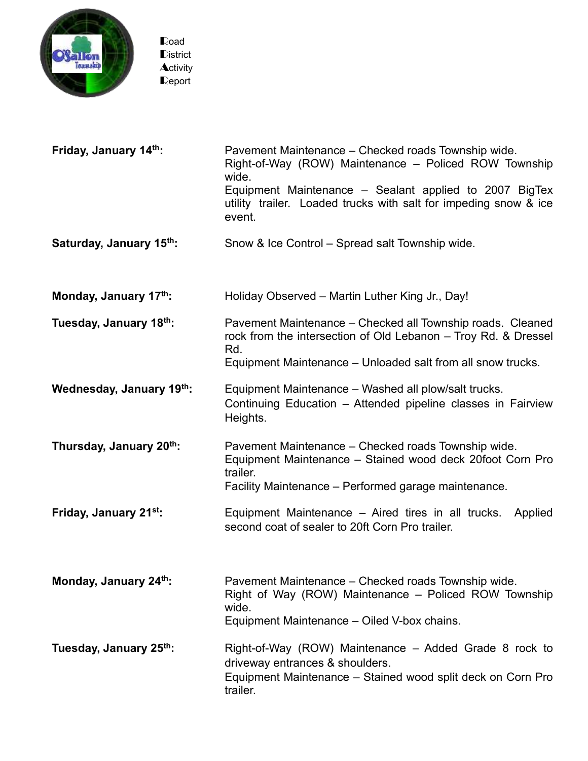Road
District
Activity
Report

| | |
|---|---|
| **Friday, January 14th:** | Pavement Maintenance – Checked roads Township wide.<br>Right-of-Way (ROW) Maintenance – Policed ROW Township wide.<br>Equipment Maintenance – Sealant applied to 2007 BigTex utility trailer. Loaded trucks with salt for impeding snow & ice event. |
| **Saturday, January 15th:** | Snow & Ice Control – Spread salt Township wide. |
| **Monday, January 17th:** | Holiday Observed – Martin Luther King Jr., Day! |
| **Tuesday, January 18th:** | Pavement Maintenance – Checked all Township roads. Cleaned rock from the intersection of Old Lebanon – Troy Rd. & Dressel Rd.<br>Equipment Maintenance – Unloaded salt from all snow trucks. |
| **Wednesday, January 19th:** | Equipment Maintenance – Washed all plow/salt trucks.<br>Continuing Education – Attended pipeline classes in Fairview Heights. |
| **Thursday, January 20th:** | Pavement Maintenance – Checked roads Township wide.<br>Equipment Maintenance – Stained wood deck 20foot Corn Pro trailer.<br>Facility Maintenance – Performed garage maintenance. |
| **Friday, January 21st:** | Equipment Maintenance – Aired tires in all trucks. Applied second coat of sealer to 20ft Corn Pro trailer. |
| **Monday, January 24th:** | Pavement Maintenance – Checked roads Township wide.<br>Right of Way (ROW) Maintenance – Policed ROW Township wide.<br>Equipment Maintenance – Oiled V-box chains. |
| **Tuesday, January 25th:** | Right-of-Way (ROW) Maintenance – Added Grade 8 rock to driveway entrances & shoulders.<br>Equipment Maintenance – Stained wood split deck on Corn Pro trailer. |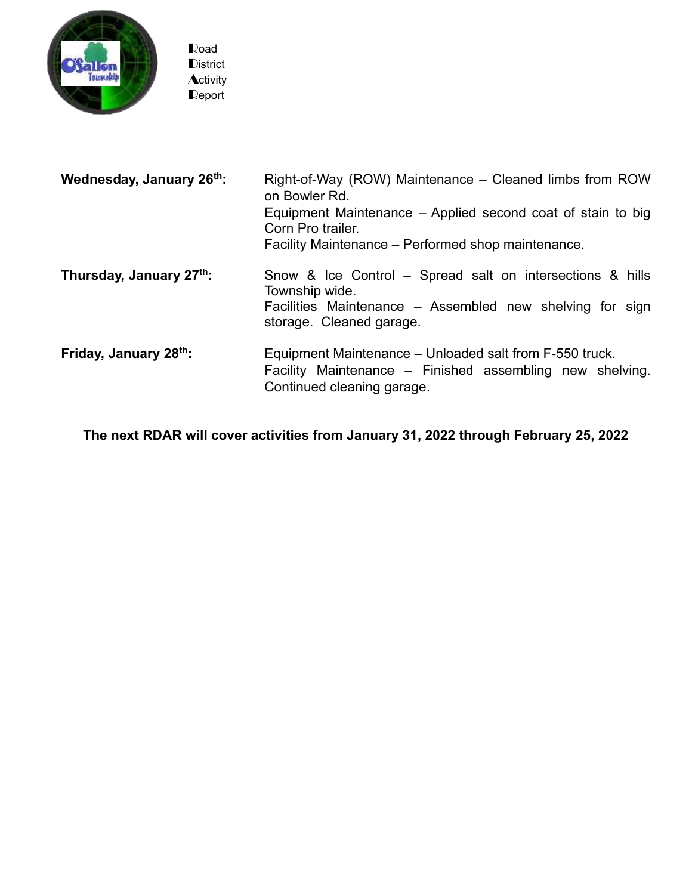Road
District
Activity
Report

**Wednesday, January 26th:** Right-of-Way (ROW) Maintenance – Cleaned limbs from ROW on Bowler Rd.
Equipment Maintenance – Applied second coat of stain to big Corn Pro trailer.
Facility Maintenance – Performed shop maintenance.

**Thursday, January 27th:** Snow & Ice Control – Spread salt on intersections & hills Township wide.
Facilities Maintenance – Assembled new shelving for sign storage. Cleaned garage.

**Friday, January 28th:** Equipment Maintenance – Unloaded salt from F-550 truck.
Facility Maintenance – Finished assembling new shelving. Continued cleaning garage.

**The next RDAR will cover activities from January 31, 2022 through February 25, 2022**